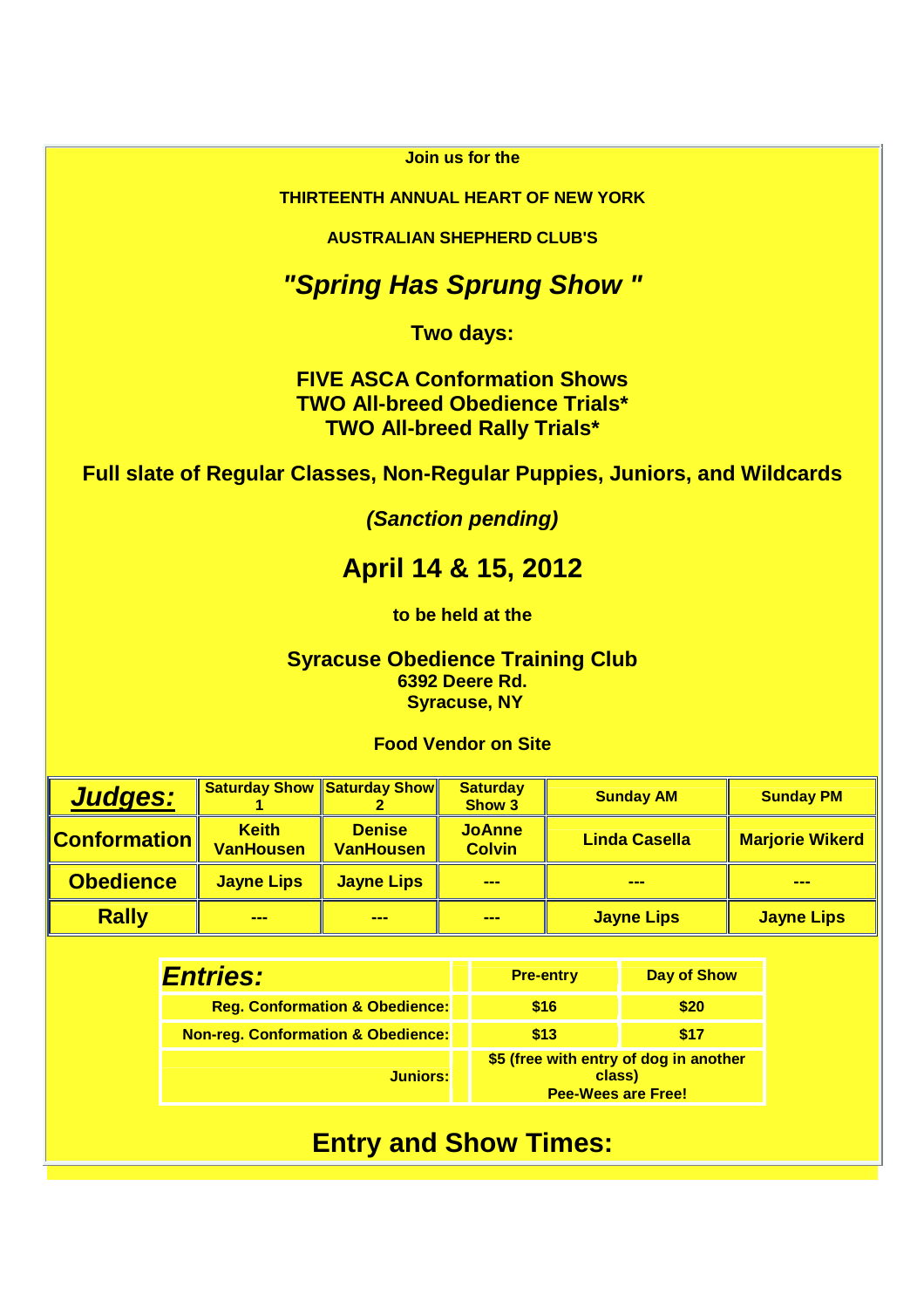**Join us for the**

**THIRTEENTH ANNUAL HEART OF NEW YORK**

**AUSTRALIAN SHEPHERD CLUB'S**

# *"Spring Has Sprung Show "*

## Two days:

## FIVE ASCA Conformation Shows
## TWO All-breed Obedience Trials*
## TWO All-breed Rally Trials*

### Full slate of Regular Classes, Non-Regular Puppies, Juniors, and Wildcards

***(Sanction pending)***

# April 14 & 15, 2012

**to be held at the**

## Syracuse Obedience Training Club
**6392 Deere Rd.**
**Syracuse, NY**

**Food Vendor on Site**

| ***Judges:*** | Saturday Show 1 | Saturday Show 2 | Saturday Show 3 | Sunday AM | Sunday PM |
|---|---|---|---|---|---|
| **Conformation** | Keith VanHousen | Denise VanHousen | JoAnne Colvin | Linda Casella | Marjorie Wikerd |
| **Obedience** | Jayne Lips | Jayne Lips | --- | --- | --- |
| **Rally** | --- | --- | --- | Jayne Lips | Jayne Lips |

| ***Entries:*** | | Pre-entry | Day of Show |
|---|---|---|---|
| Reg. Conformation & Obedience: | | $16 | $20 |
| Non-reg. Conformation & Obedience: | | $13 | $17 |
| Juniors: | | $5 (free with entry of dog in another class) Pee-Wees are Free! | |

## Entry and Show Times: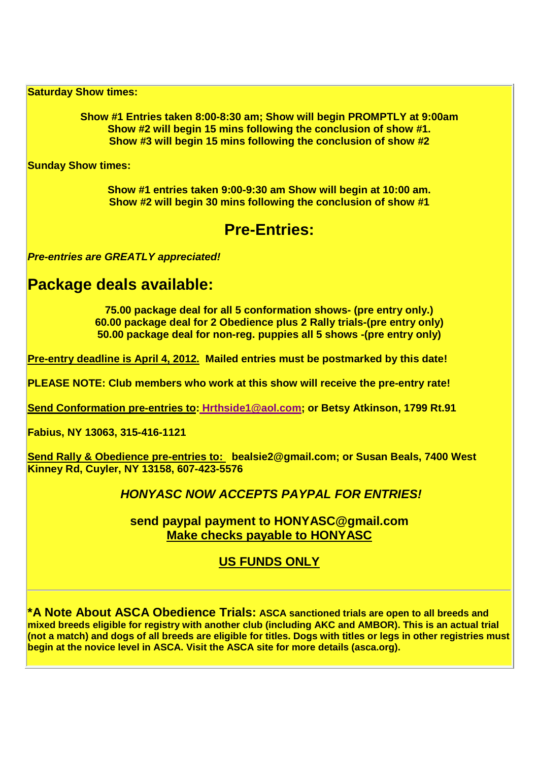**Saturday Show times:**

**Show #1 Entries taken 8:00-8:30 am; Show will begin PROMPTLY at 9:00am**
**Show #2 will begin 15 mins following the conclusion of show #1.**
**Show #3 will begin 15 mins following the conclusion of show #2**

**Sunday Show times:**

**Show #1 entries taken 9:00-9:30 am Show will begin at 10:00 am.**
**Show #2 will begin 30 mins following the conclusion of show #1**

## Pre-Entries:

***Pre-entries are GREATLY appreciated!***

## Package deals available:

**75.00 package deal for all 5 conformation shows- (pre entry only.)**
**60.00 package deal for 2 Obedience plus 2 Rally trials-(pre entry only)**
**50.00 package deal for non-reg. puppies all 5 shows -(pre entry only)**

**Pre-entry deadline is April 4, 2012. Mailed entries must be postmarked by this date!**

**PLEASE NOTE: Club members who work at this show will receive the pre-entry rate!**

**Send Conformation pre-entries to: Hrthside1@aol.com; or Betsy Atkinson, 1799 Rt.91**

**Fabius, NY 13063, 315-416-1121**

**Send Rally & Obedience pre-entries to: bealsie2@gmail.com; or Susan Beals, 7400 West Kinney Rd, Cuyler, NY 13158, 607-423-5576**

***HONYASC NOW ACCEPTS PAYPAL FOR ENTRIES!***

**send paypal payment to HONYASC@gmail.com**
**Make checks payable to HONYASC**

**US FUNDS ONLY**

---

**\*A Note About ASCA Obedience Trials: ASCA sanctioned trials are open to all breeds and mixed breeds eligible for registry with another club (including AKC and AMBOR). This is an actual trial (not a match) and dogs of all breeds are eligible for titles. Dogs with titles or legs in other registries must begin at the novice level in ASCA. Visit the ASCA site for more details (asca.org).**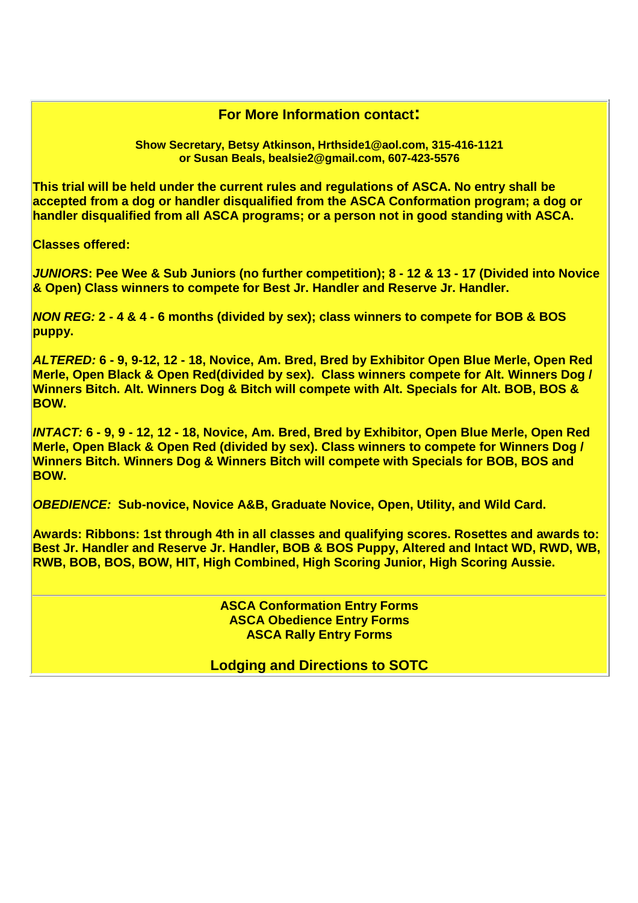## **For More Information contact:**

**Show Secretary, Betsy Atkinson, Hrthside1@aol.com, 315-416-1121**
**or Susan Beals, bealsie2@gmail.com, 607-423-5576**

**This trial will be held under the current rules and regulations of ASCA. No entry shall be accepted from a dog or handler disqualified from the ASCA Conformation program; a dog or handler disqualified from all ASCA programs; or a person not in good standing with ASCA.**

**Classes offered:**

***JUNIORS*****: Pee Wee & Sub Juniors (no further competition); 8 - 12 & 13 - 17 (Divided into Novice & Open) Class winners to compete for Best Jr. Handler and Reserve Jr. Handler.**

***NON REG:*** **2 - 4 & 4 - 6 months (divided by sex); class winners to compete for BOB & BOS puppy.**

***ALTERED:*** **6 - 9, 9-12, 12 - 18, Novice, Am. Bred, Bred by Exhibitor Open Blue Merle, Open Red Merle, Open Black & Open Red(divided by sex). Class winners compete for Alt. Winners Dog / Winners Bitch. Alt. Winners Dog & Bitch will compete with Alt. Specials for Alt. BOB, BOS & BOW.**

***INTACT:*** **6 - 9, 9 - 12, 12 - 18, Novice, Am. Bred, Bred by Exhibitor, Open Blue Merle, Open Red Merle, Open Black & Open Red (divided by sex). Class winners to compete for Winners Dog / Winners Bitch. Winners Dog & Winners Bitch will compete with Specials for BOB, BOS and BOW.**

***OBEDIENCE:*** **Sub-novice, Novice A&B, Graduate Novice, Open, Utility, and Wild Card.**

**Awards: Ribbons: 1st through 4th in all classes and qualifying scores. Rosettes and awards to: Best Jr. Handler and Reserve Jr. Handler, BOB & BOS Puppy, Altered and Intact WD, RWD, WB, RWB, BOB, BOS, BOW, HIT, High Combined, High Scoring Junior, High Scoring Aussie.**

---

**ASCA Conformation Entry Forms**
**ASCA Obedience Entry Forms**
**ASCA Rally Entry Forms**

**Lodging and Directions to SOTC**